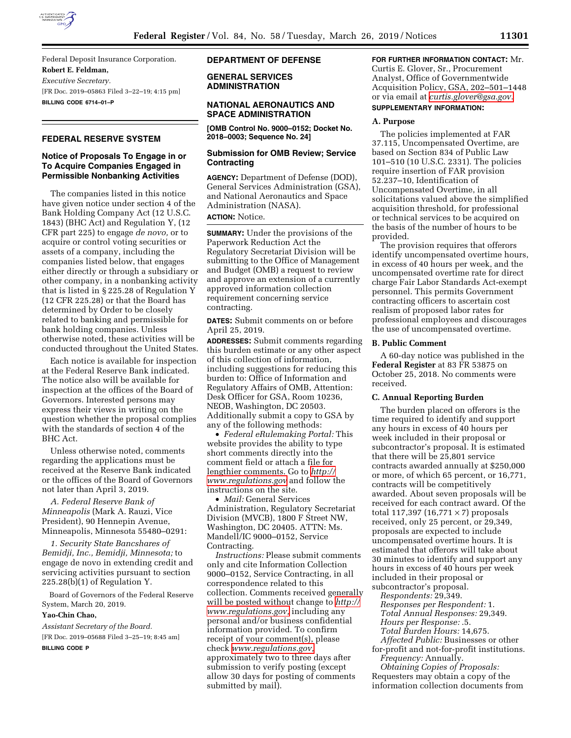Federal Deposit Insurance Corporation.

**Robert E. Feldman,**

*Executive Secretary.*

[FR Doc. 2019–05863 Filed 3–22–19; 4:15 pm]

**BILLING CODE 6714–01–P**

## FEDERAL RESERVE SYSTEM

### Notice of Proposals To Engage in or To Acquire Companies Engaged in Permissible Nonbanking Activities

The companies listed in this notice have given notice under section 4 of the Bank Holding Company Act (12 U.S.C. 1843) (BHC Act) and Regulation Y, (12 CFR part 225) to engage *de novo,* or to acquire or control voting securities or assets of a company, including the companies listed below, that engages either directly or through a subsidiary or other company, in a nonbanking activity that is listed in § 225.28 of Regulation Y (12 CFR 225.28) or that the Board has determined by Order to be closely related to banking and permissible for bank holding companies. Unless otherwise noted, these activities will be conducted throughout the United States.

Each notice is available for inspection at the Federal Reserve Bank indicated. The notice also will be available for inspection at the offices of the Board of Governors. Interested persons may express their views in writing on the question whether the proposal complies with the standards of section 4 of the BHC Act.

Unless otherwise noted, comments regarding the applications must be received at the Reserve Bank indicated or the offices of the Board of Governors not later than April 3, 2019.

*A. Federal Reserve Bank of Minneapolis* (Mark A. Rauzi, Vice President), 90 Hennepin Avenue, Minneapolis, Minnesota 55480–0291:

*1. Security State Bancshares of Bemidji, Inc., Bemidji, Minnesota;* to engage de novo in extending credit and servicing activities pursuant to section 225.28(b)(1) of Regulation Y.

Board of Governors of the Federal Reserve System, March 20, 2019.

**Yao-Chin Chao,**

*Assistant Secretary of the Board.*

[FR Doc. 2019–05688 Filed 3–25–19; 8:45 am]

**BILLING CODE P**

## DEPARTMENT OF DEFENSE

## GENERAL SERVICES ADMINISTRATION

## NATIONAL AERONAUTICS AND SPACE ADMINISTRATION

**[OMB Control No. 9000–0152; Docket No. 2018–0003; Sequence No. 24]**

### Submission for OMB Review; Service Contracting

**AGENCY:** Department of Defense (DOD), General Services Administration (GSA), and National Aeronautics and Space Administration (NASA).

**ACTION:** Notice.

**SUMMARY:** Under the provisions of the Paperwork Reduction Act the Regulatory Secretariat Division will be submitting to the Office of Management and Budget (OMB) a request to review and approve an extension of a currently approved information collection requirement concerning service contracting.

**DATES:** Submit comments on or before April 25, 2019.

**ADDRESSES:** Submit comments regarding this burden estimate or any other aspect of this collection of information, including suggestions for reducing this burden to: Office of Information and Regulatory Affairs of OMB, Attention: Desk Officer for GSA, Room 10236, NEOB, Washington, DC 20503. Additionally submit a copy to GSA by any of the following methods:

- *Federal eRulemaking Portal:* This website provides the ability to type short comments directly into the comment field or attach a file for lengthier comments. Go to http://www.regulations.gov and follow the instructions on the site.
- *Mail:* General Services Administration, Regulatory Secretariat Division (MVCB), 1800 F Street NW, Washington, DC 20405. ATTN: Ms. Mandell/IC 9000–0152, Service Contracting.

*Instructions:* Please submit comments only and cite Information Collection 9000–0152, Service Contracting, in all correspondence related to this collection. Comments received generally will be posted without change to http://www.regulations.gov, including any personal and/or business confidential information provided. To confirm receipt of your comment(s), please check www.regulations.gov, approximately two to three days after submission to verify posting (except allow 30 days for posting of comments submitted by mail).

**FOR FURTHER INFORMATION CONTACT:** Mr. Curtis E. Glover, Sr., Procurement Analyst, Office of Governmentwide Acquisition Policy, GSA, 202–501–1448 or via email at curtis.glover@gsa.gov.

**SUPPLEMENTARY INFORMATION:**

### A. Purpose

The policies implemented at FAR 37.115, Uncompensated Overtime, are based on Section 834 of Public Law 101–510 (10 U.S.C. 2331). The policies require insertion of FAR provision 52.237–10, Identification of Uncompensated Overtime, in all solicitations valued above the simplified acquisition threshold, for professional or technical services to be acquired on the basis of the number of hours to be provided.

The provision requires that offerors identify uncompensated overtime hours, in excess of 40 hours per week, and the uncompensated overtime rate for direct charge Fair Labor Standards Act-exempt personnel. This permits Government contracting officers to ascertain cost realism of proposed labor rates for professional employees and discourages the use of uncompensated overtime.

### B. Public Comment

A 60-day notice was published in the **Federal Register** at 83 FR 53875 on October 25, 2018. No comments were received.

### C. Annual Reporting Burden

The burden placed on offerors is the time required to identify and support any hours in excess of 40 hours per week included in their proposal or subcontractor's proposal. It is estimated that there will be 25,801 service contracts awarded annually at $250,000 or more, of which 65 percent, or 16,771, contracts will be competitively awarded. About seven proposals will be received for each contract award. Of the total 117,397 (16,771 × 7) proposals received, only 25 percent, or 29,349, proposals are expected to include uncompensated overtime hours. It is estimated that offerors will take about 30 minutes to identify and support any hours in excess of 40 hours per week included in their proposal or subcontractor's proposal.

*Respondents:* 29,349.

*Responses per Respondent:* 1.

*Total Annual Responses:* 29,349.

*Hours per Response:* .5.

*Total Burden Hours:* 14,675.

*Affected Public:* Businesses or other for-profit and not-for-profit institutions.

*Frequency:* Annually.

*Obtaining Copies of Proposals:* Requesters may obtain a copy of the information collection documents from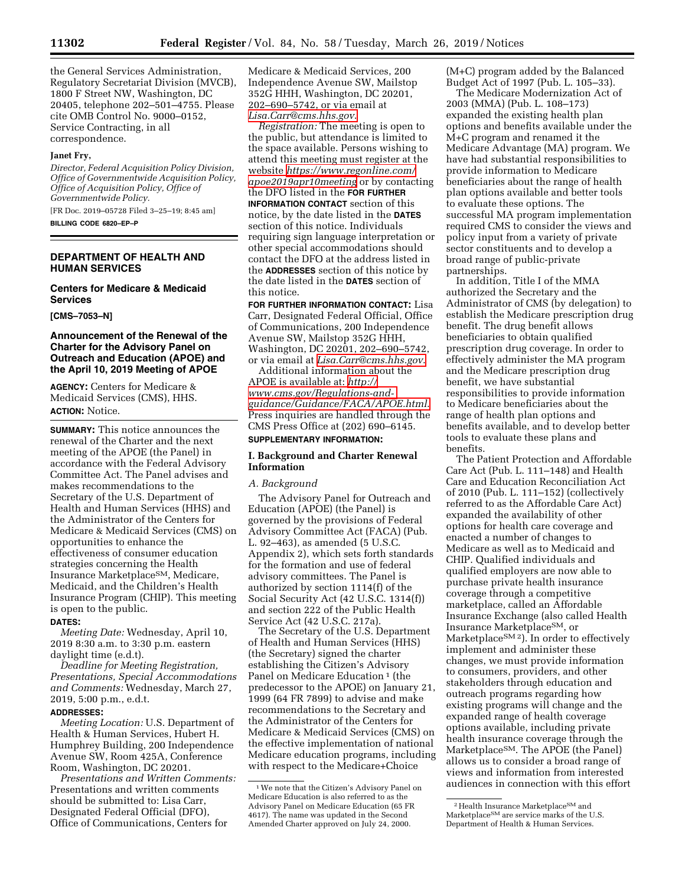the General Services Administration, Regulatory Secretariat Division (MVCB), 1800 F Street NW, Washington, DC 20405, telephone 202–501–4755. Please cite OMB Control No. 9000–0152, Service Contracting, in all correspondence.

**Janet Fry,**

*Director, Federal Acquisition Policy Division, Office of Governmentwide Acquisition Policy, Office of Acquisition Policy, Office of Governmentwide Policy.*

[FR Doc. 2019–05728 Filed 3–25–19; 8:45 am]

**BILLING CODE 6820–EP–P**

## DEPARTMENT OF HEALTH AND HUMAN SERVICES

### Centers for Medicare & Medicaid Services

**[CMS–7053–N]**

### Announcement of the Renewal of the Charter for the Advisory Panel on Outreach and Education (APOE) and the April 10, 2019 Meeting of APOE

**AGENCY:** Centers for Medicare & Medicaid Services (CMS), HHS.

**ACTION:** Notice.

**SUMMARY:** This notice announces the renewal of the Charter and the next meeting of the APOE (the Panel) in accordance with the Federal Advisory Committee Act. The Panel advises and makes recommendations to the Secretary of the U.S. Department of Health and Human Services (HHS) and the Administrator of the Centers for Medicare & Medicaid Services (CMS) on opportunities to enhance the effectiveness of consumer education strategies concerning the Health Insurance Marketplace℠, Medicare, Medicaid, and the Children's Health Insurance Program (CHIP). This meeting is open to the public.

**DATES:**

*Meeting Date:* Wednesday, April 10, 2019 8:30 a.m. to 3:30 p.m. eastern daylight time (e.d.t).

*Deadline for Meeting Registration, Presentations, Special Accommodations and Comments:* Wednesday, March 27, 2019, 5:00 p.m., e.d.t.

**ADDRESSES:**

*Meeting Location:* U.S. Department of Health & Human Services, Hubert H. Humphrey Building, 200 Independence Avenue SW, Room 425A, Conference Room, Washington, DC 20201.

*Presentations and Written Comments:* Presentations and written comments should be submitted to: Lisa Carr, Designated Federal Official (DFO), Office of Communications, Centers for Medicare & Medicaid Services, 200 Independence Avenue SW, Mailstop 352G HHH, Washington, DC 20201, 202–690–5742, or via email at *Lisa.Carr@cms.hhs.gov.*

*Registration:* The meeting is open to the public, but attendance is limited to the space available. Persons wishing to attend this meeting must register at the website *https://www.regonline.com/apoe2019apr10meeting* or by contacting the DFO listed in the **FOR FURTHER INFORMATION CONTACT** section of this notice, by the date listed in the **DATES** section of this notice. Individuals requiring sign language interpretation or other special accommodations should contact the DFO at the address listed in the **ADDRESSES** section of this notice by the date listed in the **DATES** section of this notice.

**FOR FURTHER INFORMATION CONTACT:** Lisa Carr, Designated Federal Official, Office of Communications, 200 Independence Avenue SW, Mailstop 352G HHH, Washington, DC 20201, 202–690–5742, or via email at *Lisa.Carr@cms.hhs.gov.*

Additional information about the APOE is available at: *http://www.cms.gov/Regulations-and-guidance/Guidance/FACA/APOE.html.* Press inquiries are handled through the CMS Press Office at (202) 690–6145.

**SUPPLEMENTARY INFORMATION:**

## I. Background and Charter Renewal Information

### *A. Background*

The Advisory Panel for Outreach and Education (APOE) (the Panel) is governed by the provisions of Federal Advisory Committee Act (FACA) (Pub. L. 92–463), as amended (5 U.S.C. Appendix 2), which sets forth standards for the formation and use of federal advisory committees. The Panel is authorized by section 1114(f) of the Social Security Act (42 U.S.C. 1314(f)) and section 222 of the Public Health Service Act (42 U.S.C. 217a).

The Secretary of the U.S. Department of Health and Human Services (HHS) (the Secretary) signed the charter establishing the Citizen's Advisory Panel on Medicare Education [1] (the predecessor to the APOE) on January 21, 1999 (64 FR 7899) to advise and make recommendations to the Secretary and the Administrator of the Centers for Medicare & Medicaid Services (CMS) on the effective implementation of national Medicare education programs, including with respect to the Medicare+Choice (M+C) program added by the Balanced Budget Act of 1997 (Pub. L. 105–33).

The Medicare Modernization Act of 2003 (MMA) (Pub. L. 108–173) expanded the existing health plan options and benefits available under the M+C program and renamed it the Medicare Advantage (MA) program. We have had substantial responsibilities to provide information to Medicare beneficiaries about the range of health plan options available and better tools to evaluate these options. The successful MA program implementation required CMS to consider the views and policy input from a variety of private sector constituents and to develop a broad range of public-private partnerships.

In addition, Title I of the MMA authorized the Secretary and the Administrator of CMS (by delegation) to establish the Medicare prescription drug benefit. The drug benefit allows beneficiaries to obtain qualified prescription drug coverage. In order to effectively administer the MA program and the Medicare prescription drug benefit, we have substantial responsibilities to provide information to Medicare beneficiaries about the range of health plan options and benefits available, and to develop better tools to evaluate these plans and benefits.

The Patient Protection and Affordable Care Act (Pub. L. 111–148) and Health Care and Education Reconciliation Act of 2010 (Pub. L. 111–152) (collectively referred to as the Affordable Care Act) expanded the availability of other options for health care coverage and enacted a number of changes to Medicare as well as to Medicaid and CHIP. Qualified individuals and qualified employers are now able to purchase private health insurance coverage through a competitive marketplace, called an Affordable Insurance Exchange (also called Health Insurance Marketplace℠, or Marketplace℠ [2]). In order to effectively implement and administer these changes, we must provide information to consumers, providers, and other stakeholders through education and outreach programs regarding how existing programs will change and the expanded range of health coverage options available, including private health insurance coverage through the Marketplace℠. The APOE (the Panel) allows us to consider a broad range of views and information from interested audiences in connection with this effort

[1] We note that the Citizen's Advisory Panel on Medicare Education is also referred to as the Advisory Panel on Medicare Education (65 FR 4617). The name was updated in the Second Amended Charter approved on July 24, 2000.

[2] Health Insurance Marketplace℠ and Marketplace℠ are service marks of the U.S. Department of Health & Human Services.